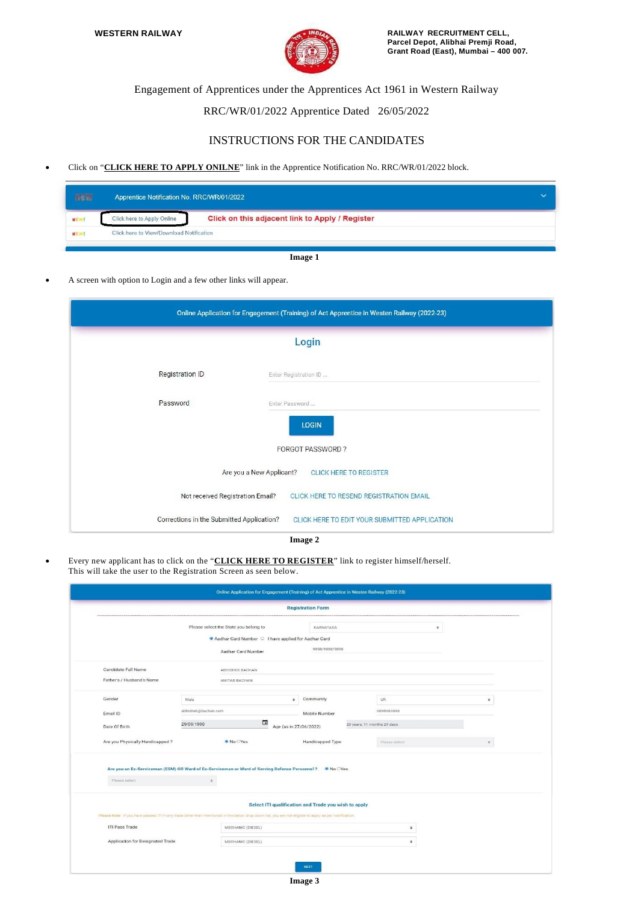**WESTERN RAILWAY**

**RAILWAY RECRUITMENT CELL,**
**Parcel Depot, Alibhai Premji Road,**
**Grant Road (East), Mumbai – 400 007.**

Engagement of Apprentices under the Apprentices Act 1961 in Western Railway

RRC/WR/01/2022 Apprentice Dated 26/05/2022

# INSTRUCTIONS FOR THE CANDIDATES

- Click on "**CLICK HERE TO APPLY ONILNE**" link in the Apprentice Notification No. RRC/WR/01/2022 block.

**Image 1**

- A screen with option to Login and a few other links will appear.

**Image 2**

- Every new applicant has to click on the "**CLICK HERE TO REGISTER**" link to register himself/herself. This will take the user to the Registration Screen as seen below.

**Image 3**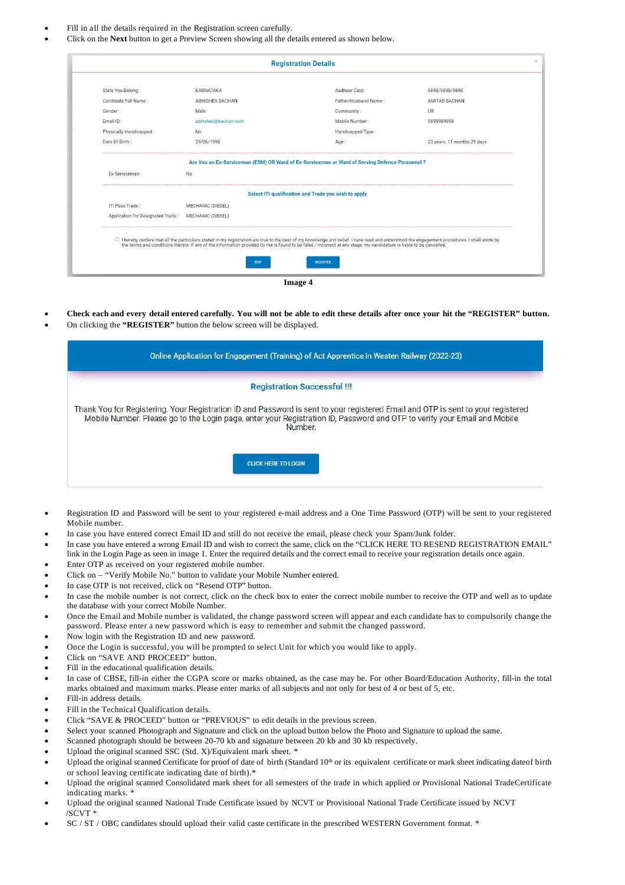- Fill in all the details required in the Registration screen carefully.
- Click on the **Next** button to get a Preview Screen showing all the details entered as shown below.

**Registration Details**

| | | | |
|---|---|---|---|
| State You Belong : | KARNATAKA | Aadhaar Card: | 9898/9898/9898 |
| Candidate Full Name : | ABHISHEK BACHAN | Father/Husband Name : | AMITAB BACHAN |
| Gender : | Male | Community : | UR |
| Email ID : | abhishek@bachan.com | Mobile Number : | 9898989898 |
| Physically Handicapped : | No | Handicapped Type : | |
| Date Of Birth : | 29/06/1998 | Age : | 23 years, 11 months 29 days |

**Are You an Ex-Serviceman (ESM) OR Ward of Ex-Serviceman or Ward of Serving Defence Personnel ?**

Ex-Serviceman : No

**Select ITI qualification and Trade you wish to apply**

ITI Pass Trade : MECHANIC (DIESEL)

Application for Designated Trade : MECHANIC (DIESEL)

☐ I hereby declare that all the particulars stated in my registration are true to the best of my knowledge and belief. I have read and understood the engagement procedures. I shall abide by the terms and conditions therein. If any of the information provided by me is found to be false / incorrect at any stage, my candidature is liable to be cancelled.

EDIT REGISTER

**Image 4**

- **Check each and every detail entered carefully. You will not be able to edit these details after once your hit the "REGISTER" button.**
- On clicking the **"REGISTER"** button the below screen will be displayed.

Online Application for Engagement (Training) of Act Apprentice in Westen Railway (2022-23)

**Registration Successful !!!**

Thank You for Registering. Your Registration ID and Password is sent to your registered Email and OTP is sent to your registered Mobile Number. Please go to the Login page, enter your Registration ID, Password and OTP to verify your Email and Mobile Number.

CLICK HERE TO LOGIN

- Registration ID and Password will be sent to your registered e-mail address and a One Time Password (OTP) will be sent to your registered Mobile number.
- In case you have entered correct Email ID and still do not receive the email, please check your Spam/Junk folder.
- In case you have entered a wrong Email ID and wish to correct the same, click on the "CLICK HERE TO RESEND REGISTRATION EMAIL" link in the Login Page as seen in image 1. Enter the required details and the correct email to receive your registration details once again.
- Enter OTP as received on your registered mobile number.
- Click on – "Verify Mobile No." button to validate your Mobile Number entered.
- In case OTP is not received, click on "Resend OTP" button.
- In case the mobile number is not correct, click on the check box to enter the correct mobile number to receive the OTP and well as to update the database with your correct Mobile Number.
- Once the Email and Mobile number is validated, the change password screen will appear and each candidate has to compulsorily change the password. Please enter a new password which is easy to remember and submit the changed password.
- Now login with the Registration ID and new password.
- Once the Login is successful, you will be prompted to select Unit for which you would like to apply.
- Click on "SAVE AND PROCEED" button.
- Fill in the educational qualification details.
- In case of CBSE, fill-in either the CGPA score or marks obtained, as the case may be. For other Board/Education Authority, fill-in the total marks obtained and maximum marks. Please enter marks of all subjects and not only for best of 4 or best of 5, etc.
- Fill-in address details.
- Fill in the Technical Qualification details.
- Click "SAVE & PROCEED" button or "PREVIOUS" to edit details in the previous screen.
- Select your scanned Photograph and Signature and click on the upload button below the Photo and Signature to upload the same.
- Scanned photograph should be between 20-70 kb and signature between 20 kb and 30 kb respectively.
- Upload the original scanned SSC (Std. X)/Equivalent mark sheet. *
- Upload the original scanned Certificate for proof of date of birth (Standard 10th or its equivalent certificate or mark sheet indicating dateof birth or school leaving certificate indicating date of birth).*
- Upload the original scanned Consolidated mark sheet for all semesters of the trade in which applied or Provisional National TradeCertificate indicating marks. *
- Upload the original scanned National Trade Certificate issued by NCVT or Provisional National Trade Certificate issued by NCVT /SCVT *
- SC / ST / OBC candidates should upload their valid caste certificate in the prescribed WESTERN Government format. *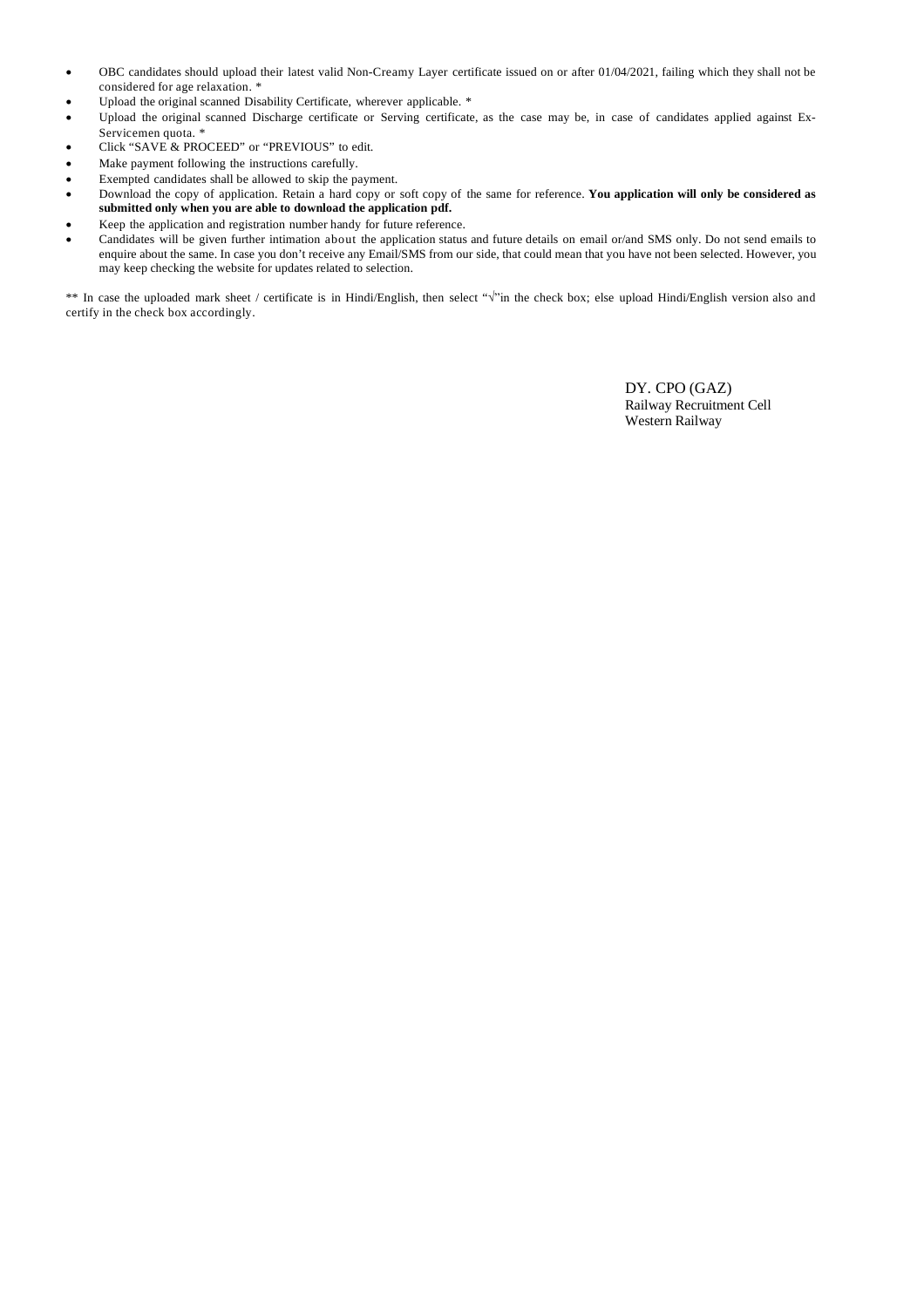- OBC candidates should upload their latest valid Non-Creamy Layer certificate issued on or after 01/04/2021, failing which they shall not be considered for age relaxation. *
- Upload the original scanned Disability Certificate, wherever applicable. *
- Upload the original scanned Discharge certificate or Serving certificate, as the case may be, in case of candidates applied against Ex-Servicemen quota. *
- Click "SAVE & PROCEED" or "PREVIOUS" to edit.
- Make payment following the instructions carefully.
- Exempted candidates shall be allowed to skip the payment.
- Download the copy of application. Retain a hard copy or soft copy of the same for reference. **You application will only be considered as submitted only when you are able to download the application pdf.**
- Keep the application and registration number handy for future reference.
- Candidates will be given further intimation about the application status and future details on email or/and SMS only. Do not send emails to enquire about the same. In case you don't receive any Email/SMS from our side, that could mean that you have not been selected. However, you may keep checking the website for updates related to selection.

** In case the uploaded mark sheet / certificate is in Hindi/English, then select "√"in the check box; else upload Hindi/English version also and certify in the check box accordingly.

DY. CPO (GAZ)
Railway Recruitment Cell
Western Railway